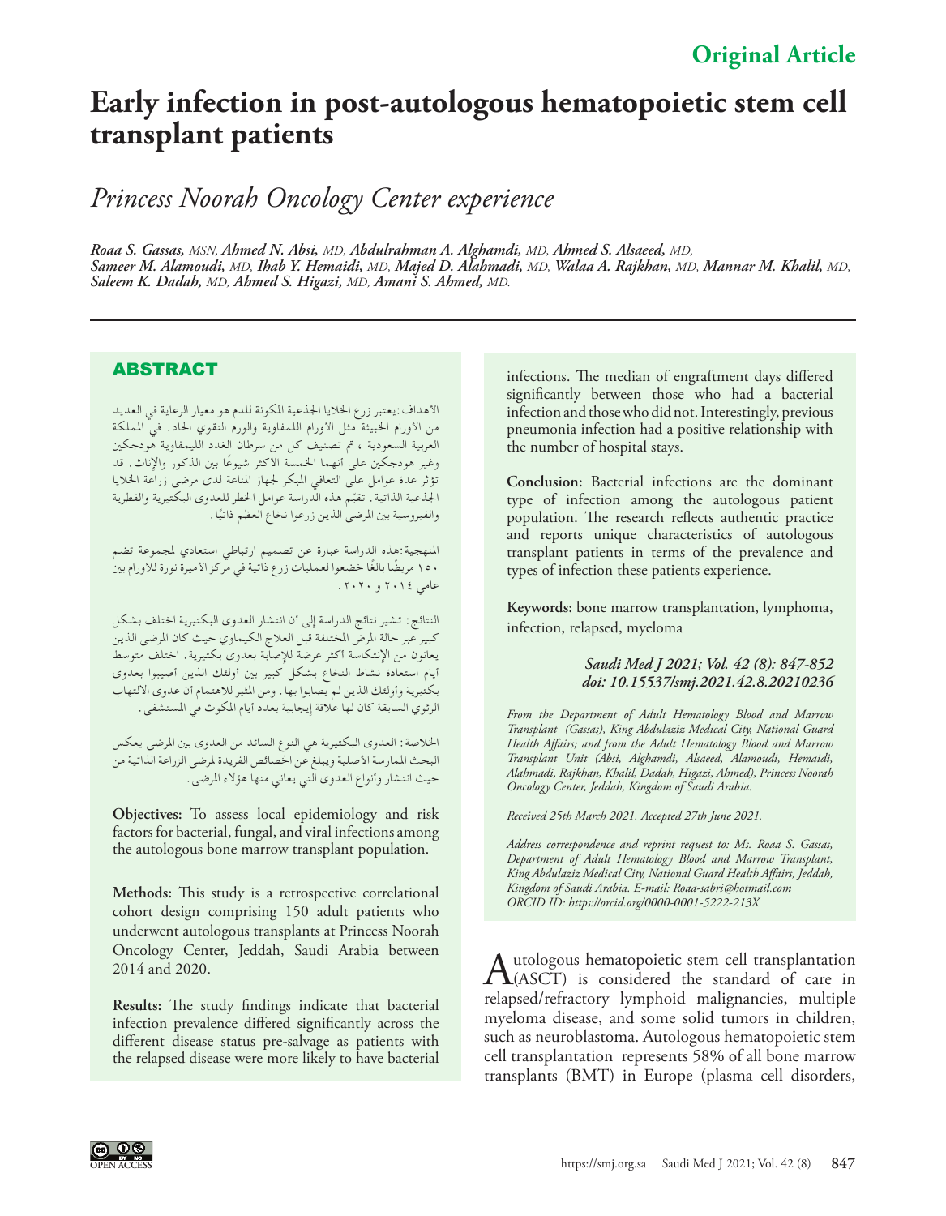Original Article

# Early infection in post-autologous hematopoietic stem cell transplant patients

## *Princess Noorah Oncology Center experience*

***Roaa S. Gassas,** MSN, **Ahmed N. Absi,** MD, **Abdulrahman A. Alghamdi,** MD, **Ahmed S. Alsaeed,** MD, **Sameer M. Alamoudi,** MD, **Ihab Y. Hemaidi,** MD, **Majed D. Alahmadi,** MD, **Walaa A. Rajkhan,** MD, **Mannar M. Khalil,** MD, **Saleem K. Dadah,** MD, **Ahmed S. Higazi,** MD, **Amani S. Ahmed,** MD.*

## ABSTRACT

الأهداف: يعتبر زرع الخلايا الجذعية المكونة للدم هو معيار الرعاية في العديد من الأورام الخبيثة مثل الأورام اللمفاوية والورم النقوي الحاد. في المملكة العربية السعودية ، تم تصنيف كل من سرطان الغدد الليمفاوية هودجكين وغير هودجكين على أنهما الخمسة الأكثر شيوعًا بين الذكور والإناث. قد تؤثر عدة عوامل على التعافي المبكر لجهاز المناعة لدى مرضى زراعة الخلايا الجذعية الذاتية. تقيّم هذه الدراسة عوامل الخطر للعدوى البكتيرية والفطرية والفيروسية بين المرضى الذين زرعوا نخاع العظم ذاتيًا.

المنهجية: هذه الدراسة عبارة عن تصميم ارتباطي استعادي لمجموعة تضم ١٥٠ مريضًا بالغًا خضعوا لعمليات زرع ذاتية في مركز الأميرة نورة للأورام بين عامي ٢٠١٤ و ٢٠٢٠.

النتائج: تشير نتائج الدراسة إلى أن انتشار العدوى البكتيرية اختلف بشكل كبير عبر حالة المرض المختلفة قبل العلاج الكيماوي حيث كان المرضى الذين يعانون من الإنتكاسة أكثر عرضة للإصابة بعدوى بكتيرية. اختلف متوسط أيام استعادة نشاط النخاع بشكل كبير بين أولئك الذين أصيبوا بعدوى بكتيرية وأولئك الذين لم يصابوا بها. ومن المثير للاهتمام أن عدوى الالتهاب الرئوي السابقة كان لها علاقة إيجابية بعدد أيام المكوث في المستشفى.

الخلاصة: العدوى البكتيرية هي النوع السائد من العدوى بين المرضى يعكس البحث الممارسة الأصلية ويبلغ عن الخصائص الفريدة لمرضى الزراعة الذاتية من حيث انتشار وأنواع العدوى التي يعاني منها هؤلاء المرضى.

**Objectives:** To assess local epidemiology and risk factors for bacterial, fungal, and viral infections among the autologous bone marrow transplant population.

**Methods:** This study is a retrospective correlational cohort design comprising 150 adult patients who underwent autologous transplants at Princess Noorah Oncology Center, Jeddah, Saudi Arabia between 2014 and 2020.

**Results:** The study findings indicate that bacterial infection prevalence differed significantly across the different disease status pre-salvage as patients with the relapsed disease were more likely to have bacterial infections. The median of engraftment days differed significantly between those who had a bacterial infection and those who did not. Interestingly, previous pneumonia infection had a positive relationship with the number of hospital stays.

**Conclusion:** Bacterial infections are the dominant type of infection among the autologous patient population. The research reflects authentic practice and reports unique characteristics of autologous transplant patients in terms of the prevalence and types of infection these patients experience.

**Keywords:** bone marrow transplantation, lymphoma, infection, relapsed, myeloma

***Saudi Med J 2021; Vol. 42 (8): 847-852***
***doi: 10.15537/smj.2021.42.8.20210236***

*From the Department of Adult Hematology Blood and Marrow Transplant (Gassas), King Abdulaziz Medical City, National Guard Health Affairs; and from the Adult Hematology Blood and Marrow Transplant Unit (Absi, Alghamdi, Alsaeed, Alamoudi, Hemaidi, Alahmadi, Rajkhan, Khalil, Dadah, Higazi, Ahmed), Princess Noorah Oncology Center, Jeddah, Kingdom of Saudi Arabia.*

*Received 25th March 2021. Accepted 27th June 2021.*

*Address correspondence and reprint request to: Ms. Roaa S. Gassas, Department of Adult Hematology Blood and Marrow Transplant, King Abdulaziz Medical City, National Guard Health Affairs, Jeddah, Kingdom of Saudi Arabia. E-mail: Roaa-sabri@hotmail.com ORCID ID: https://orcid.org/0000-0001-5222-213X*

Autologous hematopoietic stem cell transplantation (ASCT) is considered the standard of care in relapsed/refractory lymphoid malignancies, multiple myeloma disease, and some solid tumors in children, such as neuroblastoma. Autologous hematopoietic stem cell transplantation represents 58% of all bone marrow transplants (BMT) in Europe (plasma cell disorders,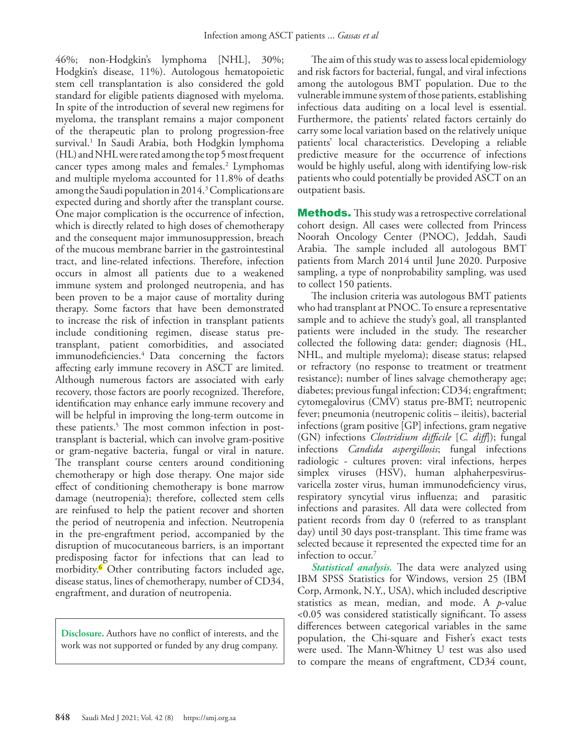46%; non-Hodgkin's lymphoma [NHL], 30%; Hodgkin's disease, 11%). Autologous hematopoietic stem cell transplantation is also considered the gold standard for eligible patients diagnosed with myeloma. In spite of the introduction of several new regimens for myeloma, the transplant remains a major component of the therapeutic plan to prolong progression-free survival.[1] In Saudi Arabia, both Hodgkin lymphoma (HL) and NHL were rated among the top 5 most frequent cancer types among males and females.[2] Lymphomas and multiple myeloma accounted for 11.8% of deaths among the Saudi population in 2014.[3] Complications are expected during and shortly after the transplant course. One major complication is the occurrence of infection, which is directly related to high doses of chemotherapy and the consequent major immunosuppression, breach of the mucous membrane barrier in the gastrointestinal tract, and line-related infections. Therefore, infection occurs in almost all patients due to a weakened immune system and prolonged neutropenia, and has been proven to be a major cause of mortality during therapy. Some factors that have been demonstrated to increase the risk of infection in transplant patients include conditioning regimen, disease status pre-transplant, patient comorbidities, and associated immunodeficiencies.[4] Data concerning the factors affecting early immune recovery in ASCT are limited. Although numerous factors are associated with early recovery, those factors are poorly recognized. Therefore, identification may enhance early immune recovery and will be helpful in improving the long-term outcome in these patients.[5] The most common infection in post-transplant is bacterial, which can involve gram-positive or gram-negative bacteria, fungal or viral in nature. The transplant course centers around conditioning chemotherapy or high dose therapy. One major side effect of conditioning chemotherapy is bone marrow damage (neutropenia); therefore, collected stem cells are reinfused to help the patient recover and shorten the period of neutropenia and infection. Neutropenia in the pre-engraftment period, accompanied by the disruption of mucocutaneous barriers, is an important predisposing factor for infections that can lead to morbidity.[6] Other contributing factors included age, disease status, lines of chemotherapy, number of CD34, engraftment, and duration of neutropenia.

**Disclosure.** Authors have no conflict of interests, and the work was not supported or funded by any drug company.

The aim of this study was to assess local epidemiology and risk factors for bacterial, fungal, and viral infections among the autologous BMT population. Due to the vulnerable immune system of those patients, establishing infectious data auditing on a local level is essential. Furthermore, the patients' related factors certainly do carry some local variation based on the relatively unique patients' local characteristics. Developing a reliable predictive measure for the occurrence of infections would be highly useful, along with identifying low-risk patients who could potentially be provided ASCT on an outpatient basis.

## Methods.

This study was a retrospective correlational cohort design. All cases were collected from Princess Noorah Oncology Center (PNOC), Jeddah, Saudi Arabia. The sample included all autologous BMT patients from March 2014 until June 2020. Purposive sampling, a type of nonprobability sampling, was used to collect 150 patients.

The inclusion criteria was autologous BMT patients who had transplant at PNOC. To ensure a representative sample and to achieve the study's goal, all transplanted patients were included in the study. The researcher collected the following data: gender; diagnosis (HL, NHL, and multiple myeloma); disease status; relapsed or refractory (no response to treatment or treatment resistance); number of lines salvage chemotherapy age; diabetes; previous fungal infection; CD34; engraftment; cytomegalovirus (CMV) status pre-BMT; neutropenic fever; pneumonia (neutropenic colitis – ileitis), bacterial infections (gram positive [GP] infections, gram negative (GN) infections *Clostridium difficile* [*C. diff*]); fungal infections *Candida aspergillosis*; fungal infections radiologic - cultures proven: viral infections, herpes simplex viruses (HSV), human alphaherpesvirus-varicella zoster virus, human immunodeficiency virus, respiratory syncytial virus influenza; and parasitic infections and parasites. All data were collected from patient records from day 0 (referred to as transplant day) until 30 days post-transplant. This time frame was selected because it represented the expected time for an infection to occur.[7]

***Statistical analysis.*** The data were analyzed using IBM SPSS Statistics for Windows, version 25 (IBM Corp, Armonk, N.Y., USA), which included descriptive statistics as mean, median, and mode. A $p$-value <0.05 was considered statistically significant. To assess differences between categorical variables in the same population, the Chi-square and Fisher's exact tests were used. The Mann-Whitney U test was also used to compare the means of engraftment, CD34 count,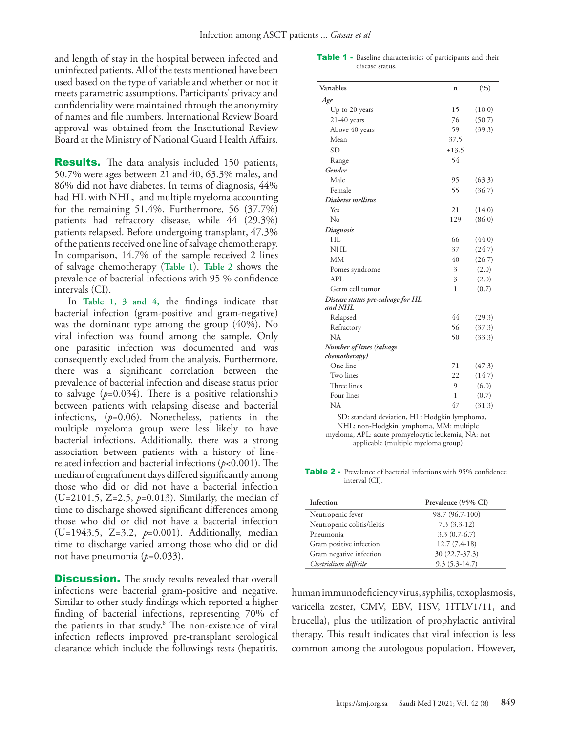and length of stay in the hospital between infected and uninfected patients. All of the tests mentioned have been used based on the type of variable and whether or not it meets parametric assumptions. Participants' privacy and confidentiality were maintained through the anonymity of names and file numbers. International Review Board approval was obtained from the Institutional Review Board at the Ministry of National Guard Health Affairs.

**Results.** The data analysis included 150 patients, 50.7% were ages between 21 and 40, 63.3% males, and 86% did not have diabetes. In terms of diagnosis, 44% had HL with NHL, and multiple myeloma accounting for the remaining 51.4%. Furthermore, 56 (37.7%) patients had refractory disease, while 44 (29.3%) patients relapsed. Before undergoing transplant, 47.3% of the patients received one line of salvage chemotherapy. In comparison, 14.7% of the sample received 2 lines of salvage chemotherapy (**Table 1**). **Table 2** shows the prevalence of bacterial infections with 95 % confidence intervals (CI).

In **Table 1, 3 and 4,** the findings indicate that bacterial infection (gram-positive and gram-negative) was the dominant type among the group (40%). No viral infection was found among the sample. Only one parasitic infection was documented and was consequently excluded from the analysis. Furthermore, there was a significant correlation between the prevalence of bacterial infection and disease status prior to salvage ($p$=0.034). There is a positive relationship between patients with relapsing disease and bacterial infections, ($p$=0.06). Nonetheless, patients in the multiple myeloma group were less likely to have bacterial infections. Additionally, there was a strong association between patients with a history of line-related infection and bacterial infections ($p$<0.001). The median of engraftment days differed significantly among those who did or did not have a bacterial infection (U=2101.5, Z=2.5, $p$=0.013). Similarly, the median of time to discharge showed significant differences among those who did or did not have a bacterial infection (U=1943.5, Z=3.2, $p$=0.001). Additionally, median time to discharge varied among those who did or did not have pneumonia ($p$=0.033).

**Table 1 -** Baseline characteristics of participants and their disease status.

| Variables | n | (%) |
|---|---|---|
| *Age* | | |
| Up to 20 years | 15 | (10.0) |
| 21-40 years | 76 | (50.7) |
| Above 40 years | 59 | (39.3) |
| Mean | 37.5 | |
| SD | ±13.5 | |
| Range | 54 | |
| *Gender* | | |
| Male | 95 | (63.3) |
| Female | 55 | (36.7) |
| *Diabetes mellitus* | | |
| Yes | 21 | (14.0) |
| No | 129 | (86.0) |
| *Diagnosis* | | |
| HL | 66 | (44.0) |
| NHL | 37 | (24.7) |
| MM | 40 | (26.7) |
| Pomes syndrome | 3 | (2.0) |
| APL | 3 | (2.0) |
| Germ cell tumor | 1 | (0.7) |
| *Disease status pre-salvage for HL and NHL* | | |
| Relapsed | 44 | (29.3) |
| Refractory | 56 | (37.3) |
| NA | 50 | (33.3) |
| *Number of lines (salvage chemotherapy)* | | |
| One line | 71 | (47.3) |
| Two lines | 22 | (14.7) |
| Three lines | 9 | (6.0) |
| Four lines | 1 | (0.7) |
| NA | 47 | (31.3) |

SD: standard deviation, HL: Hodgkin lymphoma, NHL: non-Hodgkin lymphoma, MM: multiple myeloma, APL: acute promyelocytic leukemia, NA: not applicable (multiple myeloma group)

**Table 2 -** Prevalence of bacterial infections with 95% confidence interval (CI).

| Infection | Prevalence (95% CI) |
|---|---|
| Neutropenic fever | 98.7 (96.7-100) |
| Neutropenic colitis/ileitis | 7.3 (3.3-12) |
| Pneumonia | 3.3 (0.7-6.7) |
| Gram positive infection | 12.7 (7.4-18) |
| Gram negative infection | 30 (22.7-37.3) |
| *Clostridium difficile* | 9.3 (5.3-14.7) |

**Discussion.** The study results revealed that overall infections were bacterial gram-positive and negative. Similar to other study findings which reported a higher finding of bacterial infections, representing 70% of the patients in that study.[8] The non-existence of viral infection reflects improved pre-transplant serological clearance which include the followings tests (hepatitis, human immunodeficiency virus, syphilis, toxoplasmosis, varicella zoster, CMV, EBV, HSV, HTLV1/11, and brucella), plus the utilization of prophylactic antiviral therapy. This result indicates that viral infection is less common among the autologous population. However,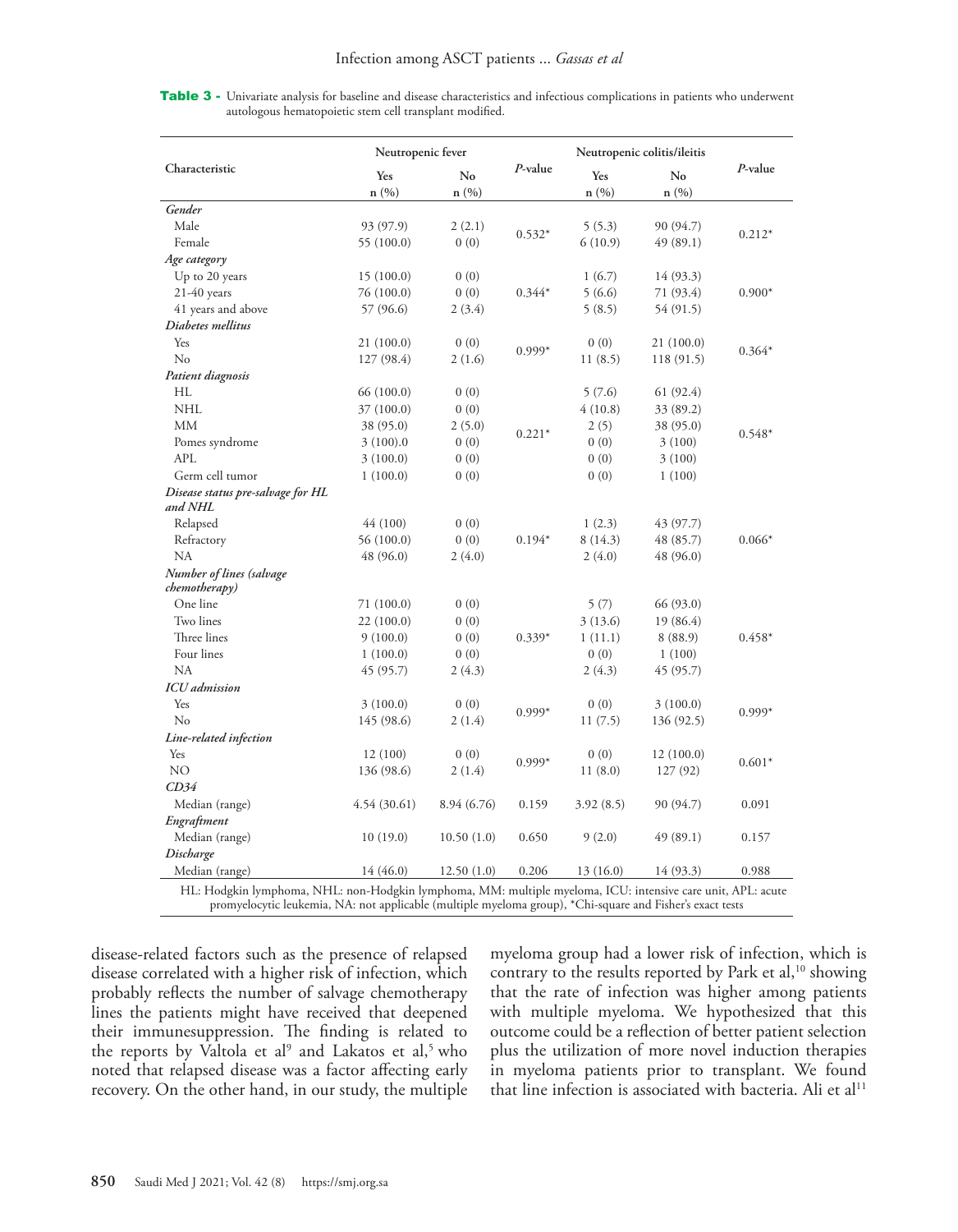**Table 3 -** Univariate analysis for baseline and disease characteristics and infectious complications in patients who underwent autologous hematopoietic stem cell transplant modified.

| Characteristic | Neutropenic fever | | *P*-value | Neutropenic colitis/ileitis | | *P*-value |
|---|---|---|---|---|---|---|
| | Yes n (%) | No n (%) | | Yes n (%) | No n (%) | |
| ***Gender*** | | | | | | |
| Male | 93 (97.9) | 2 (2.1) | 0.532* | 5 (5.3) | 90 (94.7) | 0.212* |
| Female | 55 (100.0) | 0 (0) | | 6 (10.9) | 49 (89.1) | |
| ***Age category*** | | | | | | |
| Up to 20 years | 15 (100.0) | 0 (0) | 0.344* | 1 (6.7) | 14 (93.3) | 0.900* |
| 21-40 years | 76 (100.0) | 0 (0) | | 5 (6.6) | 71 (93.4) | |
| 41 years and above | 57 (96.6) | 2 (3.4) | | 5 (8.5) | 54 (91.5) | |
| ***Diabetes mellitus*** | | | | | | |
| Yes | 21 (100.0) | 0 (0) | 0.999* | 0 (0) | 21 (100.0) | 0.364* |
| No | 127 (98.4) | 2 (1.6) | | 11 (8.5) | 118 (91.5) | |
| ***Patient diagnosis*** | | | | | | |
| HL | 66 (100.0) | 0 (0) | 0.221* | 5 (7.6) | 61 (92.4) | 0.548* |
| NHL | 37 (100.0) | 0 (0) | | 4 (10.8) | 33 (89.2) | |
| MM | 38 (95.0) | 2 (5.0) | | 2 (5) | 38 (95.0) | |
| Pomes syndrome | 3 (100).0 | 0 (0) | | 0 (0) | 3 (100) | |
| APL | 3 (100.0) | 0 (0) | | 0 (0) | 3 (100) | |
| Germ cell tumor | 1 (100.0) | 0 (0) | | 0 (0) | 1 (100) | |
| ***Disease status pre-salvage for HL and NHL*** | | | | | | |
| Relapsed | 44 (100) | 0 (0) | 0.194* | 1 (2.3) | 43 (97.7) | 0.066* |
| Refractory | 56 (100.0) | 0 (0) | | 8 (14.3) | 48 (85.7) | |
| NA | 48 (96.0) | 2 (4.0) | | 2 (4.0) | 48 (96.0) | |
| ***Number of lines (salvage chemotherapy)*** | | | | | | |
| One line | 71 (100.0) | 0 (0) | 0.339* | 5 (7) | 66 (93.0) | 0.458* |
| Two lines | 22 (100.0) | 0 (0) | | 3 (13.6) | 19 (86.4) | |
| Three lines | 9 (100.0) | 0 (0) | | 1 (11.1) | 8 (88.9) | |
| Four lines | 1 (100.0) | 0 (0) | | 0 (0) | 1 (100) | |
| NA | 45 (95.7) | 2 (4.3) | | 2 (4.3) | 45 (95.7) | |
| ***ICU admission*** | | | | | | |
| Yes | 3 (100.0) | 0 (0) | 0.999* | 0 (0) | 3 (100.0) | 0.999* |
| No | 145 (98.6) | 2 (1.4) | | 11 (7.5) | 136 (92.5) | |
| ***Line-related infection*** | | | | | | |
| Yes | 12 (100) | 0 (0) | 0.999* | 0 (0) | 12 (100.0) | 0.601* |
| NO | 136 (98.6) | 2 (1.4) | | 11 (8.0) | 127 (92) | |
| ***CD34*** | | | | | | |
| Median (range) | 4.54 (30.61) | 8.94 (6.76) | 0.159 | 3.92 (8.5) | 90 (94.7) | 0.091 |
| ***Engraftment*** | | | | | | |
| Median (range) | 10 (19.0) | 10.50 (1.0) | 0.650 | 9 (2.0) | 49 (89.1) | 0.157 |
| ***Discharge*** | | | | | | |
| Median (range) | 14 (46.0) | 12.50 (1.0) | 0.206 | 13 (16.0) | 14 (93.3) | 0.988 |

HL: Hodgkin lymphoma, NHL: non-Hodgkin lymphoma, MM: multiple myeloma, ICU: intensive care unit, APL: acute promyelocytic leukemia, NA: not applicable (multiple myeloma group), *Chi-square and Fisher's exact tests

disease-related factors such as the presence of relapsed disease correlated with a higher risk of infection, which probably reflects the number of salvage chemotherapy lines the patients might have received that deepened their immunesuppression. The finding is related to the reports by Valtola et al[9] and Lakatos et al,[5] who noted that relapsed disease was a factor affecting early recovery. On the other hand, in our study, the multiple myeloma group had a lower risk of infection, which is contrary to the results reported by Park et al,[10] showing that the rate of infection was higher among patients with multiple myeloma. We hypothesized that this outcome could be a reflection of better patient selection plus the utilization of more novel induction therapies in myeloma patients prior to transplant. We found that line infection is associated with bacteria. Ali et al[11]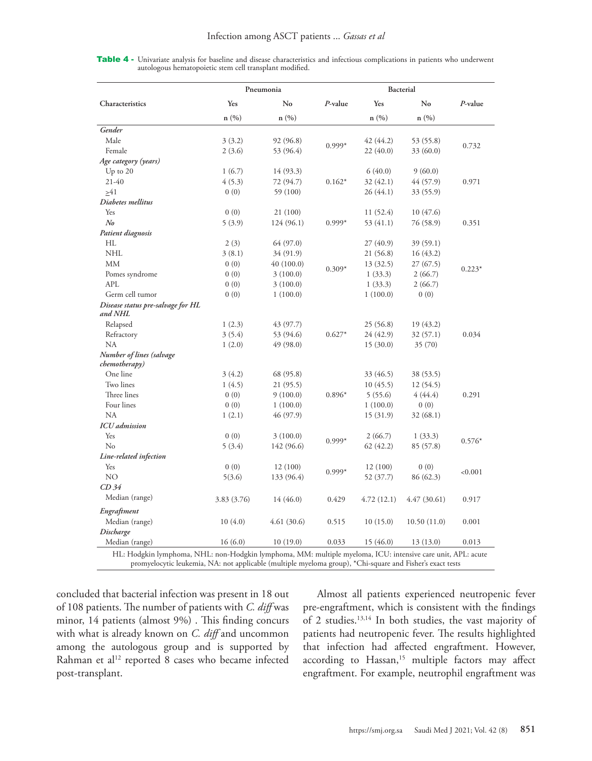**Table 4 -** Univariate analysis for baseline and disease characteristics and infectious complications in patients who underwent autologous hematopoietic stem cell transplant modified.

| Characteristics | Pneumonia | | | Bacterial | | |
|---|---|---|---|---|---|---|
| | Yes | No | *P*-value | Yes | No | *P*-value |
| | n (%) | n (%) | | n (%) | n (%) | |
| ***Gender*** | | | | | | |
| Male | 3 (3.2) | 92 (96.8) | 0.999* | 42 (44.2) | 53 (55.8) | 0.732 |
| Female | 2 (3.6) | 53 (96.4) | | 22 (40.0) | 33 (60.0) | |
| ***Age category (years)*** | | | | | | |
| Up to 20 | 1 (6.7) | 14 (93.3) | | 6 (40.0) | 9 (60.0) | |
| 21-40 | 4 (5.3) | 72 (94.7) | 0.162* | 32 (42.1) | 44 (57.9) | 0.971 |
| ≥41 | 0 (0) | 59 (100) | | 26 (44.1) | 33 (55.9) | |
| ***Diabetes mellitus*** | | | | | | |
| Yes | 0 (0) | 21 (100) | | 11 (52.4) | 10 (47.6) | |
| ***No*** | 5 (3.9) | 124 (96.1) | 0.999* | 53 (41.1) | 76 (58.9) | 0.351 |
| ***Patient diagnosis*** | | | | | | |
| HL | 2 (3) | 64 (97.0) | | 27 (40.9) | 39 (59.1) | |
| NHL | 3 (8.1) | 34 (91.9) | | 21 (56.8) | 16 (43.2) | |
| MM | 0 (0) | 40 (100.0) | 0.309* | 13 (32.5) | 27 (67.5) | 0.223* |
| Pomes syndrome | 0 (0) | 3 (100.0) | | 1 (33.3) | 2 (66.7) | |
| APL | 0 (0) | 3 (100.0) | | 1 (33.3) | 2 (66.7) | |
| Germ cell tumor | 0 (0) | 1 (100.0) | | 1 (100.0) | 0 (0) | |
| ***Disease status pre-salvage for HL and NHL*** | | | | | | |
| Relapsed | 1 (2.3) | 43 (97.7) | | 25 (56.8) | 19 (43.2) | |
| Refractory | 3 (5.4) | 53 (94.6) | 0.627* | 24 (42.9) | 32 (57.1) | 0.034 |
| NA | 1 (2.0) | 49 (98.0) | | 15 (30.0) | 35 (70) | |
| ***Number of lines (salvage chemotherapy)*** | | | | | | |
| One line | 3 (4.2) | 68 (95.8) | | 33 (46.5) | 38 (53.5) | |
| Two lines | 1 (4.5) | 21 (95.5) | | 10 (45.5) | 12 (54.5) | |
| Three lines | 0 (0) | 9 (100.0) | 0.896* | 5 (55.6) | 4 (44.4) | 0.291 |
| Four lines | 0 (0) | 1 (100.0) | | 1 (100.0) | 0 (0) | |
| NA | 1 (2.1) | 46 (97.9) | | 15 (31.9) | 32 (68.1) | |
| ***ICU admission*** | | | | | | |
| Yes | 0 (0) | 3 (100.0) | 0.999* | 2 (66.7) | 1 (33.3) | 0.576* |
| No | 5 (3.4) | 142 (96.6) | | 62 (42.2) | 85 (57.8) | |
| ***Line-related infection*** | | | | | | |
| Yes | 0 (0) | 12 (100) | 0.999* | 12 (100) | 0 (0) | <0.001 |
| NO | 5(3.6) | 133 (96.4) | | 52 (37.7) | 86 (62.3) | |
| ***CD 34*** | | | | | | |
| Median (range) | 3.83 (3.76) | 14 (46.0) | 0.429 | 4.72 (12.1) | 4.47 (30.61) | 0.917 |
| ***Engraftment*** | | | | | | |
| Median (range) | 10 (4.0) | 4.61 (30.6) | 0.515 | 10 (15.0) | 10.50 (11.0) | 0.001 |
| ***Discharge*** | | | | | | |
| Median (range) | 16 (6.0) | 10 (19.0) | 0.033 | 15 (46.0) | 13 (13.0) | 0.013 |

HL: Hodgkin lymphoma, NHL: non-Hodgkin lymphoma, MM: multiple myeloma, ICU: intensive care unit, APL: acute promyelocytic leukemia, NA: not applicable (multiple myeloma group), *Chi-square and Fisher's exact tests

concluded that bacterial infection was present in 18 out of 108 patients. The number of patients with *C. diff* was minor, 14 patients (almost 9%) . This finding concurs with what is already known on *C. diff* and uncommon among the autologous group and is supported by Rahman et al[12] reported 8 cases who became infected post-transplant.

Almost all patients experienced neutropenic fever pre-engraftment, which is consistent with the findings of 2 studies.[13,14] In both studies, the vast majority of patients had neutropenic fever. The results highlighted that infection had affected engraftment. However, according to Hassan,[15] multiple factors may affect engraftment. For example, neutrophil engraftment was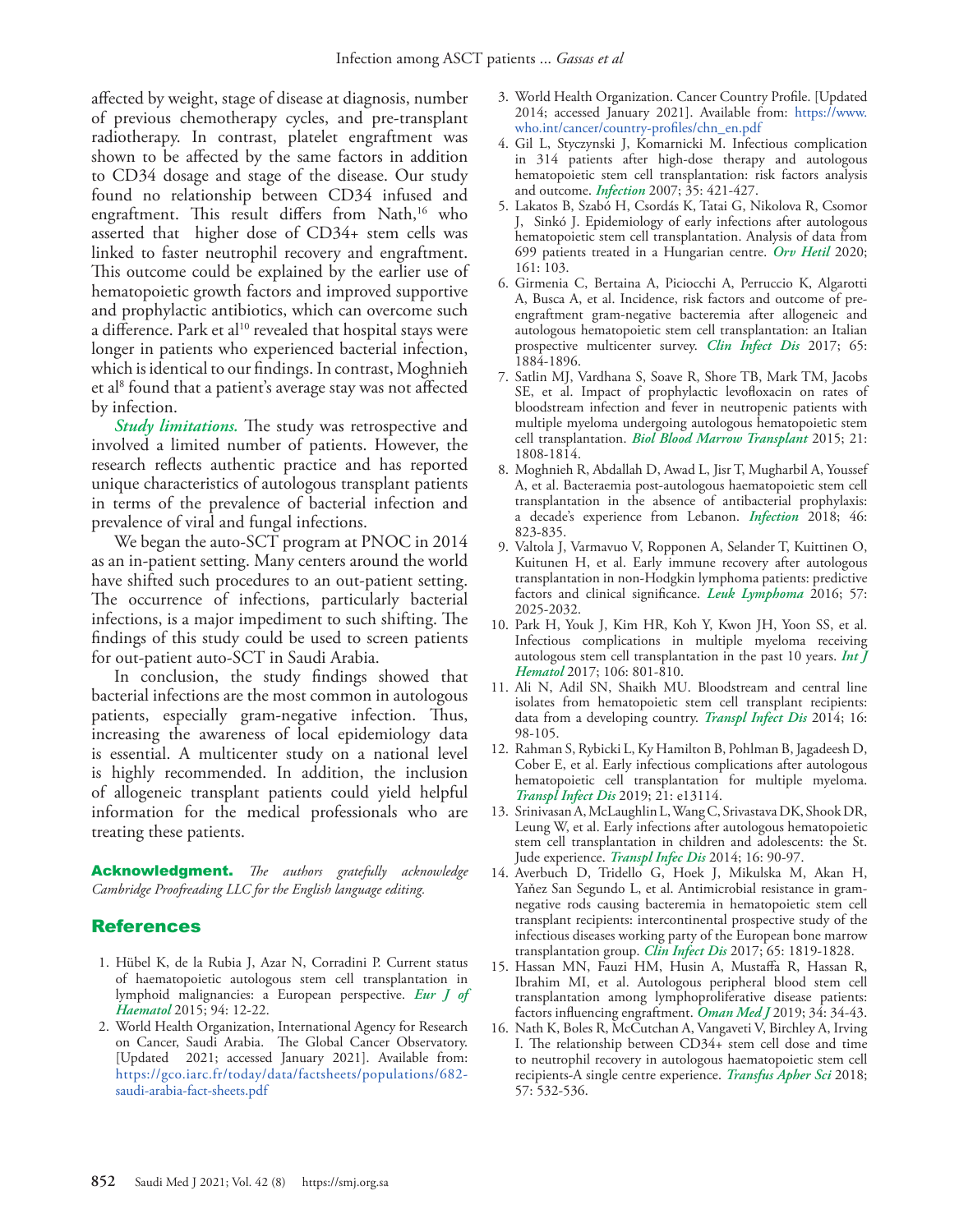affected by weight, stage of disease at diagnosis, number of previous chemotherapy cycles, and pre-transplant radiotherapy. In contrast, platelet engraftment was shown to be affected by the same factors in addition to CD34 dosage and stage of the disease. Our study found no relationship between CD34 infused and engraftment. This result differs from Nath,[16] who asserted that higher dose of CD34+ stem cells was linked to faster neutrophil recovery and engraftment. This outcome could be explained by the earlier use of hematopoietic growth factors and improved supportive and prophylactic antibiotics, which can overcome such a difference. Park et al[10] revealed that hospital stays were longer in patients who experienced bacterial infection, which is identical to our findings. In contrast, Moghnieh et al[8] found that a patient's average stay was not affected by infection.

***Study limitations.*** The study was retrospective and involved a limited number of patients. However, the research reflects authentic practice and has reported unique characteristics of autologous transplant patients in terms of the prevalence of bacterial infection and prevalence of viral and fungal infections.

We began the auto-SCT program at PNOC in 2014 as an in-patient setting. Many centers around the world have shifted such procedures to an out-patient setting. The occurrence of infections, particularly bacterial infections, is a major impediment to such shifting. The findings of this study could be used to screen patients for out-patient auto-SCT in Saudi Arabia.

In conclusion, the study findings showed that bacterial infections are the most common in autologous patients, especially gram-negative infection. Thus, increasing the awareness of local epidemiology data is essential. A multicenter study on a national level is highly recommended. In addition, the inclusion of allogeneic transplant patients could yield helpful information for the medical professionals who are treating these patients.

**Acknowledgment.** *The authors gratefully acknowledge Cambridge Proofreading LLC for the English language editing.*

## References

1. Hübel K, de la Rubia J, Azar N, Corradini P. Current status of haematopoietic autologous stem cell transplantation in lymphoid malignancies: a European perspective. *Eur J of Haematol* 2015; 94: 12-22.
2. World Health Organization, International Agency for Research on Cancer, Saudi Arabia. The Global Cancer Observatory. [Updated 2021; accessed January 2021]. Available from: https://gco.iarc.fr/today/data/factsheets/populations/682-saudi-arabia-fact-sheets.pdf
3. World Health Organization. Cancer Country Profile. [Updated 2014; accessed January 2021]. Available from: https://www.who.int/cancer/country-profiles/chn_en.pdf
4. Gil L, Styczynski J, Komarnicki M. Infectious complication in 314 patients after high-dose therapy and autologous hematopoietic stem cell transplantation: risk factors analysis and outcome. *Infection* 2007; 35: 421-427.
5. Lakatos B, Szabó H, Csordás K, Tatai G, Nikolova R, Csomor J, Sinkó J. Epidemiology of early infections after autologous hematopoietic stem cell transplantation. Analysis of data from 699 patients treated in a Hungarian centre. *Orv Hetil* 2020; 161: 103.
6. Girmenia C, Bertaina A, Piciocchi A, Perruccio K, Algarotti A, Busca A, et al. Incidence, risk factors and outcome of pre-engraftment gram-negative bacteremia after allogeneic and autologous hematopoietic stem cell transplantation: an Italian prospective multicenter survey. *Clin Infect Dis* 2017; 65: 1884-1896.
7. Satlin MJ, Vardhana S, Soave R, Shore TB, Mark TM, Jacobs SE, et al. Impact of prophylactic levofloxacin on rates of bloodstream infection and fever in neutropenic patients with multiple myeloma undergoing autologous hematopoietic stem cell transplantation. *Biol Blood Marrow Transplant* 2015; 21: 1808-1814.
8. Moghnieh R, Abdallah D, Awad L, Jisr T, Mugharbil A, Youssef A, et al. Bacteraemia post-autologous haematopoietic stem cell transplantation in the absence of antibacterial prophylaxis: a decade's experience from Lebanon. *Infection* 2018; 46: 823-835.
9. Valtola J, Varmavuo V, Ropponen A, Selander T, Kuittinen O, Kuitunen H, et al. Early immune recovery after autologous transplantation in non-Hodgkin lymphoma patients: predictive factors and clinical significance. *Leuk Lymphoma* 2016; 57: 2025-2032.
10. Park H, Youk J, Kim HR, Koh Y, Kwon JH, Yoon SS, et al. Infectious complications in multiple myeloma receiving autologous stem cell transplantation in the past 10 years. *Int J Hematol* 2017; 106: 801-810.
11. Ali N, Adil SN, Shaikh MU. Bloodstream and central line isolates from hematopoietic stem cell transplant recipients: data from a developing country. *Transpl Infect Dis* 2014; 16: 98-105.
12. Rahman S, Rybicki L, Ky Hamilton B, Pohlman B, Jagadeesh D, Cober E, et al. Early infectious complications after autologous hematopoietic cell transplantation for multiple myeloma. *Transpl Infect Dis* 2019; 21: e13114.
13. Srinivasan A, McLaughlin L, Wang C, Srivastava DK, Shook DR, Leung W, et al. Early infections after autologous hematopoietic stem cell transplantation in children and adolescents: the St. Jude experience. *Transpl Infec Dis* 2014; 16: 90-97.
14. Averbuch D, Tridello G, Hoek J, Mikulska M, Akan H, Yañez San Segundo L, et al. Antimicrobial resistance in gram-negative rods causing bacteremia in hematopoietic stem cell transplant recipients: intercontinental prospective study of the infectious diseases working party of the European bone marrow transplantation group. *Clin Infect Dis* 2017; 65: 1819-1828.
15. Hassan MN, Fauzi HM, Husin A, Mustaffa R, Hassan R, Ibrahim MI, et al. Autologous peripheral blood stem cell transplantation among lymphoproliferative disease patients: factors influencing engraftment. *Oman Med J* 2019; 34: 34-43.
16. Nath K, Boles R, McCutchan A, Vangaveti V, Birchley A, Irving I. The relationship between CD34+ stem cell dose and time to neutrophil recovery in autologous haematopoietic stem cell recipients-A single centre experience. *Transfus Apher Sci* 2018; 57: 532-536.